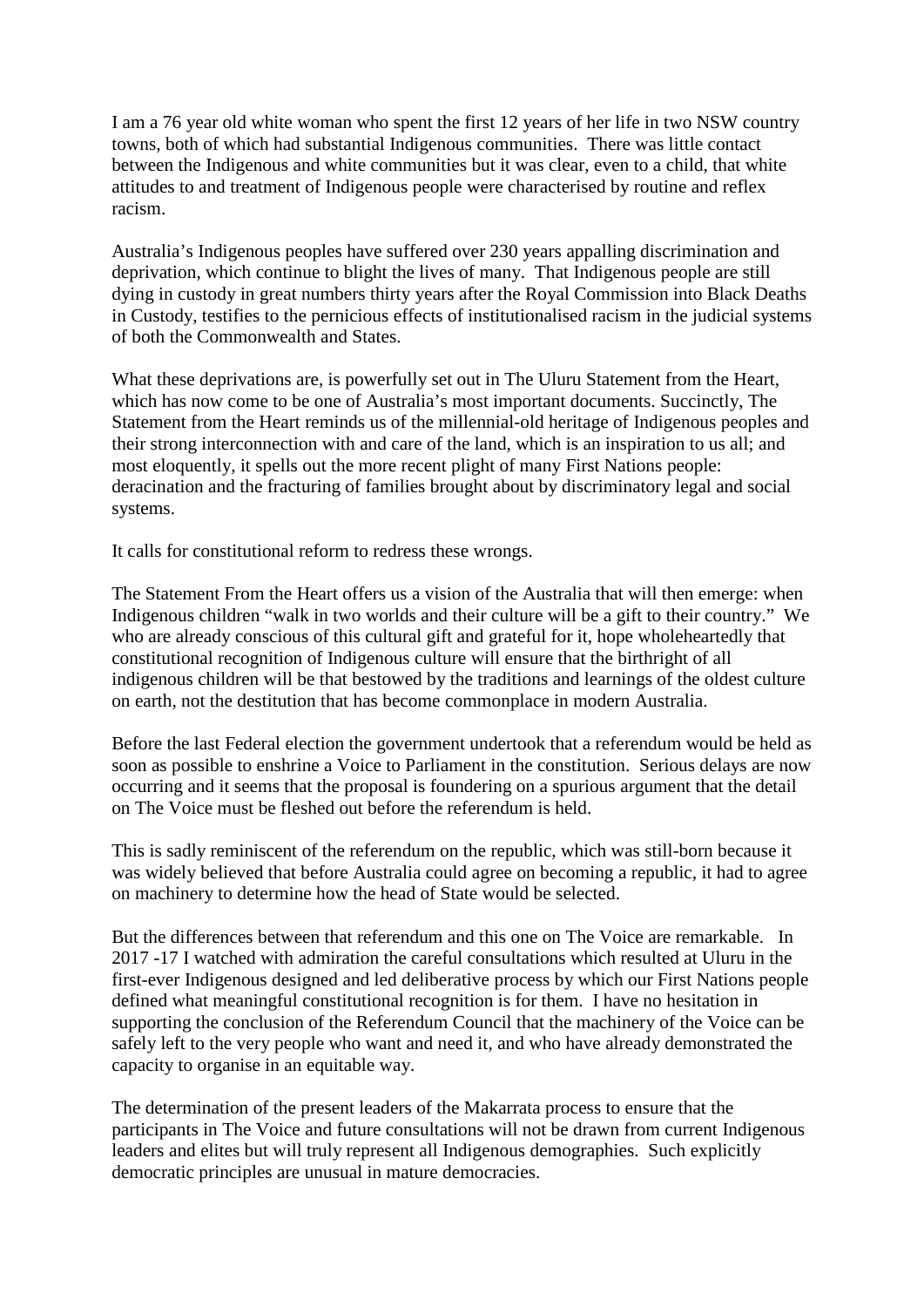I am a 76 year old white woman who spent the first 12 years of her life in two NSW country towns, both of which had substantial Indigenous communities. There was little contact between the Indigenous and white communities but it was clear, even to a child, that white attitudes to and treatment of Indigenous people were characterised by routine and reflex racism.

Australia's Indigenous peoples have suffered over 230 years appalling discrimination and deprivation, which continue to blight the lives of many. That Indigenous people are still dying in custody in great numbers thirty years after the Royal Commission into Black Deaths in Custody, testifies to the pernicious effects of institutionalised racism in the judicial systems of both the Commonwealth and States.

What these deprivations are, is powerfully set out in The Uluru Statement from the Heart, which has now come to be one of Australia's most important documents. Succinctly, The Statement from the Heart reminds us of the millennial-old heritage of Indigenous peoples and their strong interconnection with and care of the land, which is an inspiration to us all; and most eloquently, it spells out the more recent plight of many First Nations people: deracination and the fracturing of families brought about by discriminatory legal and social systems.

It calls for constitutional reform to redress these wrongs.

The Statement From the Heart offers us a vision of the Australia that will then emerge: when Indigenous children "walk in two worlds and their culture will be a gift to their country." We who are already conscious of this cultural gift and grateful for it, hope wholeheartedly that constitutional recognition of Indigenous culture will ensure that the birthright of all indigenous children will be that bestowed by the traditions and learnings of the oldest culture on earth, not the destitution that has become commonplace in modern Australia.

Before the last Federal election the government undertook that a referendum would be held as soon as possible to enshrine a Voice to Parliament in the constitution. Serious delays are now occurring and it seems that the proposal is foundering on a spurious argument that the detail on The Voice must be fleshed out before the referendum is held.

This is sadly reminiscent of the referendum on the republic, which was still-born because it was widely believed that before Australia could agree on becoming a republic, it had to agree on machinery to determine how the head of State would be selected.

But the differences between that referendum and this one on The Voice are remarkable. In 2017 -17 I watched with admiration the careful consultations which resulted at Uluru in the first-ever Indigenous designed and led deliberative process by which our First Nations people defined what meaningful constitutional recognition is for them. I have no hesitation in supporting the conclusion of the Referendum Council that the machinery of the Voice can be safely left to the very people who want and need it, and who have already demonstrated the capacity to organise in an equitable way.

The determination of the present leaders of the Makarrata process to ensure that the participants in The Voice and future consultations will not be drawn from current Indigenous leaders and elites but will truly represent all Indigenous demographies. Such explicitly democratic principles are unusual in mature democracies.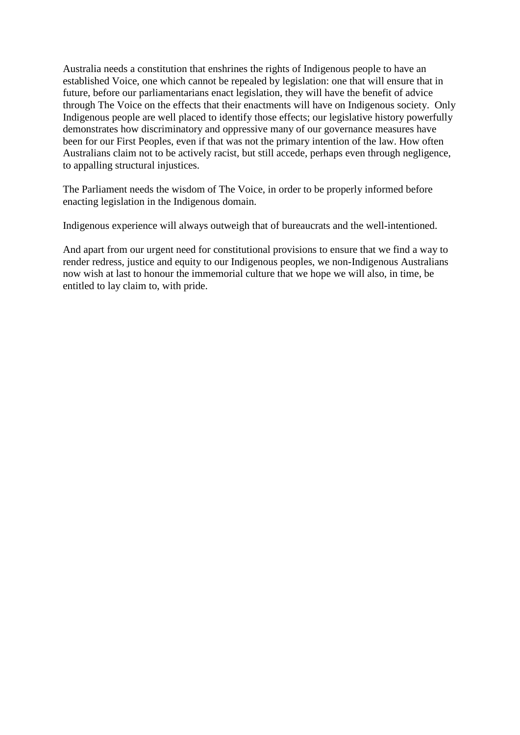Australia needs a constitution that enshrines the rights of Indigenous people to have an established Voice, one which cannot be repealed by legislation: one that will ensure that in future, before our parliamentarians enact legislation, they will have the benefit of advice through The Voice on the effects that their enactments will have on Indigenous society. Only Indigenous people are well placed to identify those effects; our legislative history powerfully demonstrates how discriminatory and oppressive many of our governance measures have been for our First Peoples, even if that was not the primary intention of the law. How often Australians claim not to be actively racist, but still accede, perhaps even through negligence, to appalling structural injustices.

The Parliament needs the wisdom of The Voice, in order to be properly informed before enacting legislation in the Indigenous domain.

Indigenous experience will always outweigh that of bureaucrats and the well-intentioned.

And apart from our urgent need for constitutional provisions to ensure that we find a way to render redress, justice and equity to our Indigenous peoples, we non-Indigenous Australians now wish at last to honour the immemorial culture that we hope we will also, in time, be entitled to lay claim to, with pride.